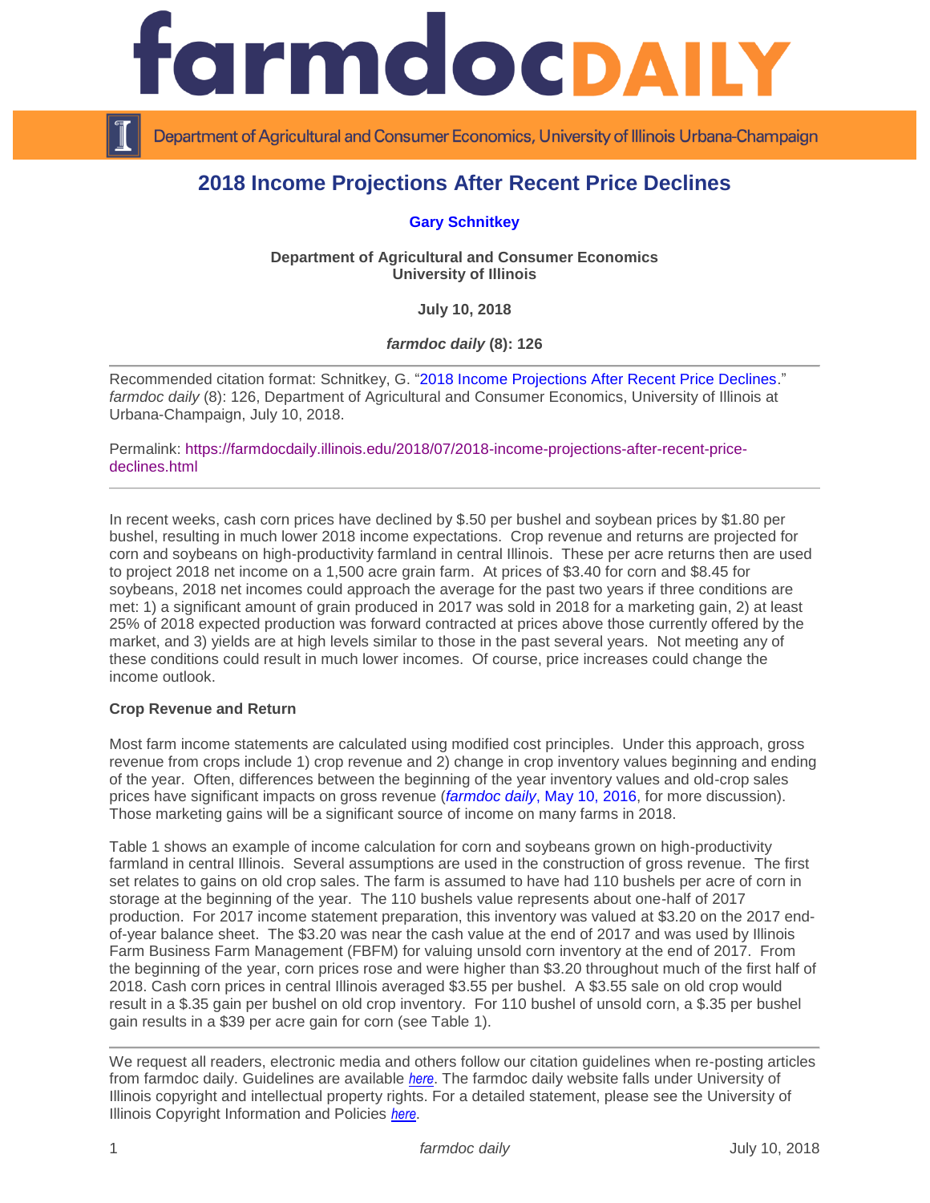# farmdoc DAILY

Department of Agricultural and Consumer Economics, University of Illinois Urbana-Champaign

## 2018 Income Projections After Recent Price Declines

**Gary Schnitkey**

**Department of Agricultural and Consumer Economics**
**University of Illinois**

**July 10, 2018**

***farmdoc daily* (8): 126**

---

Recommended citation format: Schnitkey, G. "2018 Income Projections After Recent Price Declines." *farmdoc daily* (8): 126, Department of Agricultural and Consumer Economics, University of Illinois at Urbana-Champaign, July 10, 2018.

Permalink: https://farmdocdaily.illinois.edu/2018/07/2018-income-projections-after-recent-price-declines.html

---

In recent weeks, cash corn prices have declined by $.50 per bushel and soybean prices by $1.80 per bushel, resulting in much lower 2018 income expectations. Crop revenue and returns are projected for corn and soybeans on high-productivity farmland in central Illinois. These per acre returns then are used to project 2018 net income on a 1,500 acre grain farm. At prices of $3.40 for corn and $8.45 for soybeans, 2018 net incomes could approach the average for the past two years if three conditions are met: 1) a significant amount of grain produced in 2017 was sold in 2018 for a marketing gain, 2) at least 25% of 2018 expected production was forward contracted at prices above those currently offered by the market, and 3) yields are at high levels similar to those in the past several years. Not meeting any of these conditions could result in much lower incomes. Of course, price increases could change the income outlook.

**Crop Revenue and Return**

Most farm income statements are calculated using modified cost principles. Under this approach, gross revenue from crops include 1) crop revenue and 2) change in crop inventory values beginning and ending of the year. Often, differences between the beginning of the year inventory values and old-crop sales prices have significant impacts on gross revenue (*farmdoc daily*, May 10, 2016, for more discussion). Those marketing gains will be a significant source of income on many farms in 2018.

Table 1 shows an example of income calculation for corn and soybeans grown on high-productivity farmland in central Illinois. Several assumptions are used in the construction of gross revenue. The first set relates to gains on old crop sales. The farm is assumed to have had 110 bushels per acre of corn in storage at the beginning of the year. The 110 bushels value represents about one-half of 2017 production. For 2017 income statement preparation, this inventory was valued at $3.20 on the 2017 end-of-year balance sheet. The $3.20 was near the cash value at the end of 2017 and was used by Illinois Farm Business Farm Management (FBFM) for valuing unsold corn inventory at the end of 2017. From the beginning of the year, corn prices rose and were higher than $3.20 throughout much of the first half of 2018. Cash corn prices in central Illinois averaged $3.55 per bushel. A $3.55 sale on old crop would result in a $.35 gain per bushel on old crop inventory. For 110 bushel of unsold corn, a $.35 per bushel gain results in a $39 per acre gain for corn (see Table 1).

---

We request all readers, electronic media and others follow our citation guidelines when re-posting articles from farmdoc daily. Guidelines are available *here*. The farmdoc daily website falls under University of Illinois copyright and intellectual property rights. For a detailed statement, please see the University of Illinois Copyright Information and Policies *here*.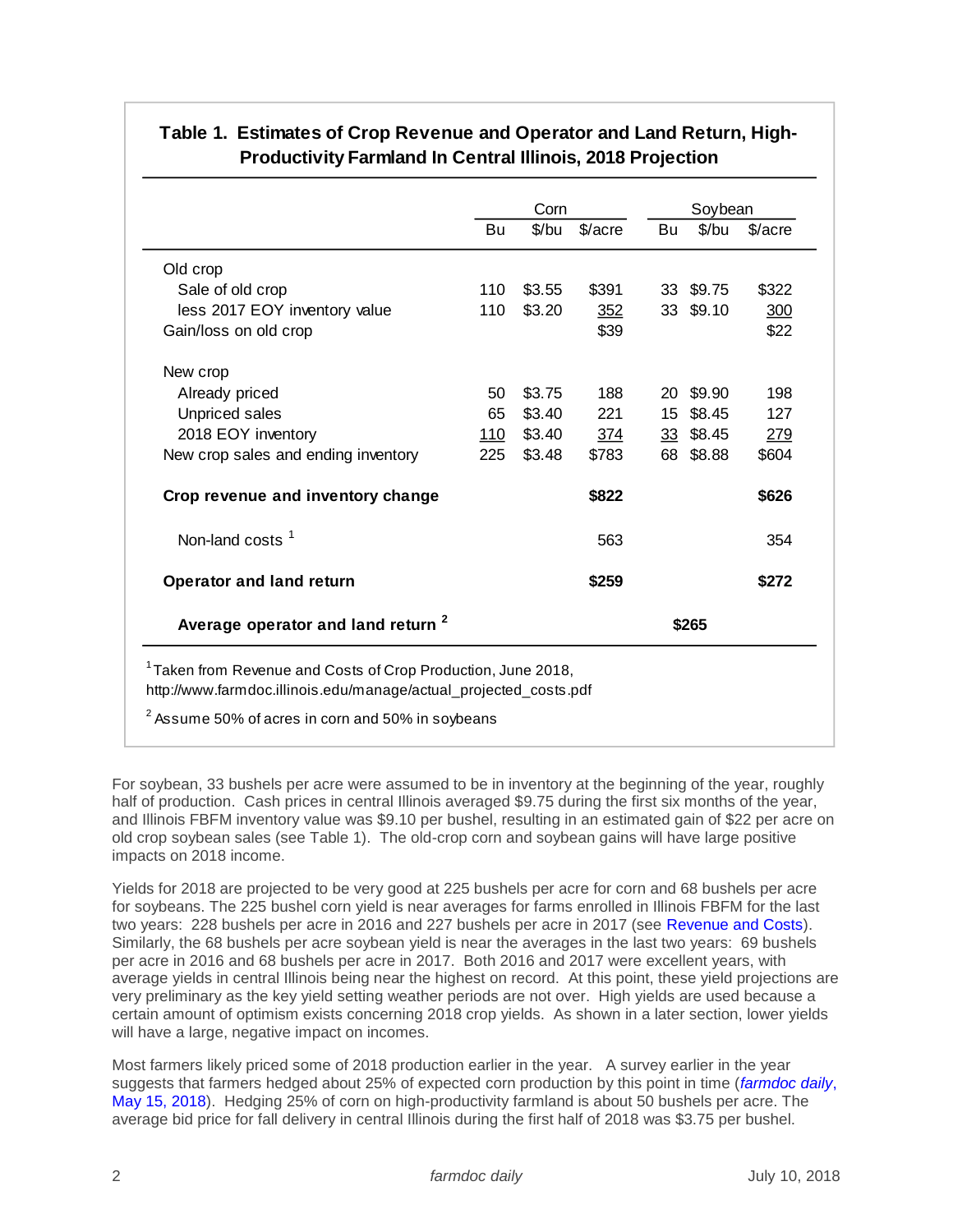**Table 1. Estimates of Crop Revenue and Operator and Land Return, High-Productivity Farmland In Central Illinois, 2018 Projection**

| | Corn | | | Soybean | | |
|---|---|---|---|---|---|---|
| | Bu | $/bu | $/acre | Bu | $/bu | $/acre |
| Old crop | | | | | | |
| Sale of old crop | 110 | $3.55 | $391 | 33 | $9.75 | $322 |
| less 2017 EOY inventory value | 110 | $3.20 | 352 | 33 | $9.10 | 300 |
| Gain/loss on old crop | | | $39 | | | $22 |
| New crop | | | | | | |
| Already priced | 50 | $3.75 | 188 | 20 | $9.90 | 198 |
| Unpriced sales | 65 | $3.40 | 221 | 15 | $8.45 | 127 |
| 2018 EOY inventory | 110 | $3.40 | 374 | 33 | $8.45 | 279 |
| New crop sales and ending inventory | 225 | $3.48 | $783 | 68 | $8.88 | $604 |
| **Crop revenue and inventory change** | | | **$822** | | | **$626** |
| Non-land costs [1] | | | 563 | | | 354 |
| **Operator and land return** | | | **$259** | | | **$272** |
| **Average operator and land return [2]** | | | | **$265** | | |

[1] Taken from Revenue and Costs of Crop Production, June 2018, http://www.farmdoc.illinois.edu/manage/actual_projected_costs.pdf

[2] Assume 50% of acres in corn and 50% in soybeans

For soybean, 33 bushels per acre were assumed to be in inventory at the beginning of the year, roughly half of production. Cash prices in central Illinois averaged $9.75 during the first six months of the year, and Illinois FBFM inventory value was $9.10 per bushel, resulting in an estimated gain of $22 per acre on old crop soybean sales (see Table 1). The old-crop corn and soybean gains will have large positive impacts on 2018 income.

Yields for 2018 are projected to be very good at 225 bushels per acre for corn and 68 bushels per acre for soybeans. The 225 bushel corn yield is near averages for farms enrolled in Illinois FBFM for the last two years: 228 bushels per acre in 2016 and 227 bushels per acre in 2017 (see Revenue and Costs). Similarly, the 68 bushels per acre soybean yield is near the averages in the last two years: 69 bushels per acre in 2016 and 68 bushels per acre in 2017. Both 2016 and 2017 were excellent years, with average yields in central Illinois being near the highest on record. At this point, these yield projections are very preliminary as the key yield setting weather periods are not over. High yields are used because a certain amount of optimism exists concerning 2018 crop yields. As shown in a later section, lower yields will have a large, negative impact on incomes.

Most farmers likely priced some of 2018 production earlier in the year. A survey earlier in the year suggests that farmers hedged about 25% of expected corn production by this point in time (*farmdoc daily*, May 15, 2018). Hedging 25% of corn on high-productivity farmland is about 50 bushels per acre. The average bid price for fall delivery in central Illinois during the first half of 2018 was $3.75 per bushel.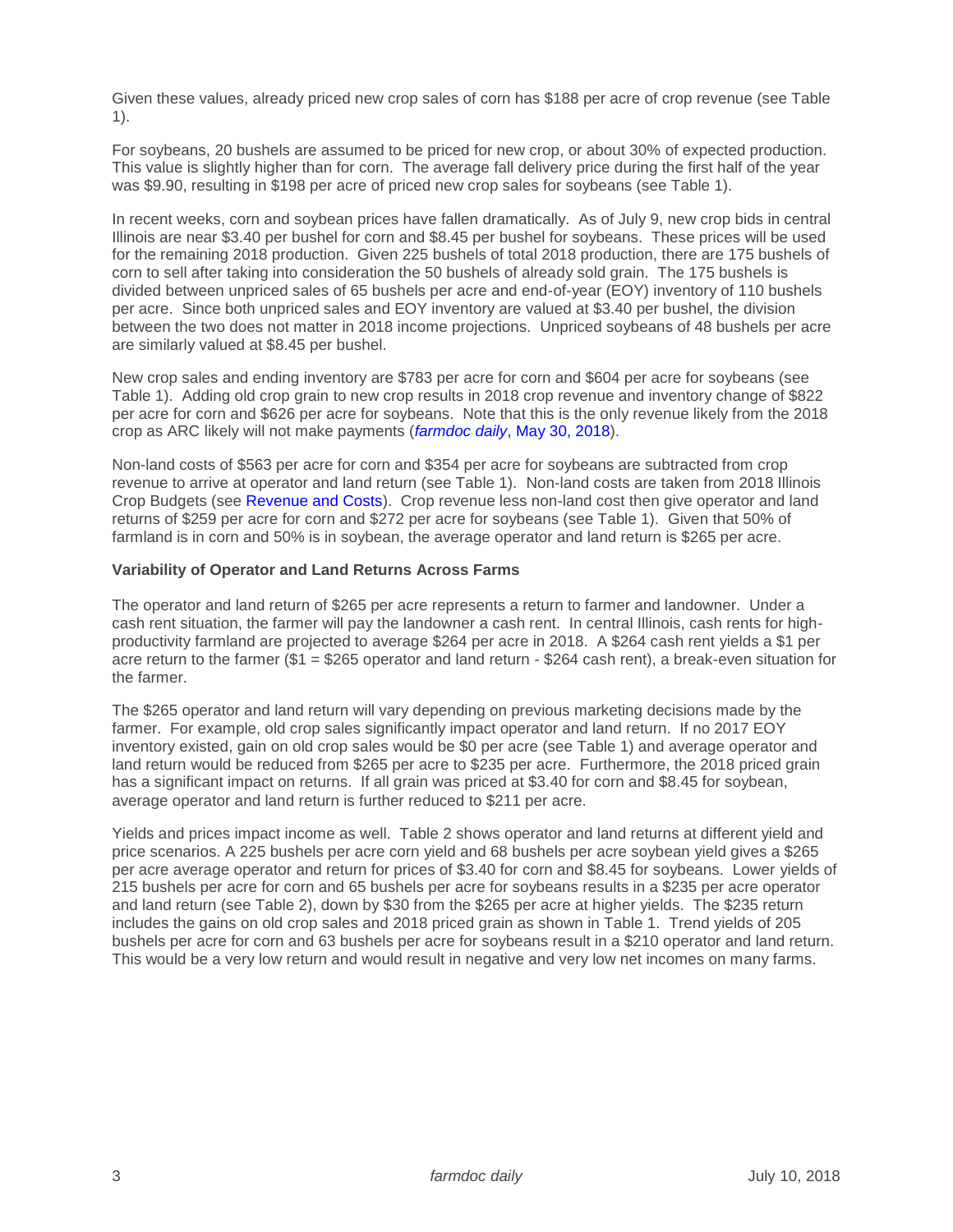Given these values, already priced new crop sales of corn has $188 per acre of crop revenue (see Table 1).

For soybeans, 20 bushels are assumed to be priced for new crop, or about 30% of expected production. This value is slightly higher than for corn. The average fall delivery price during the first half of the year was $9.90, resulting in $198 per acre of priced new crop sales for soybeans (see Table 1).

In recent weeks, corn and soybean prices have fallen dramatically. As of July 9, new crop bids in central Illinois are near $3.40 per bushel for corn and $8.45 per bushel for soybeans. These prices will be used for the remaining 2018 production. Given 225 bushels of total 2018 production, there are 175 bushels of corn to sell after taking into consideration the 50 bushels of already sold grain. The 175 bushels is divided between unpriced sales of 65 bushels per acre and end-of-year (EOY) inventory of 110 bushels per acre. Since both unpriced sales and EOY inventory are valued at $3.40 per bushel, the division between the two does not matter in 2018 income projections. Unpriced soybeans of 48 bushels per acre are similarly valued at $8.45 per bushel.

New crop sales and ending inventory are $783 per acre for corn and $604 per acre for soybeans (see Table 1). Adding old crop grain to new crop results in 2018 crop revenue and inventory change of $822 per acre for corn and $626 per acre for soybeans. Note that this is the only revenue likely from the 2018 crop as ARC likely will not make payments (*farmdoc daily*, May 30, 2018).

Non-land costs of $563 per acre for corn and $354 per acre for soybeans are subtracted from crop revenue to arrive at operator and land return (see Table 1). Non-land costs are taken from 2018 Illinois Crop Budgets (see Revenue and Costs). Crop revenue less non-land cost then give operator and land returns of $259 per acre for corn and $272 per acre for soybeans (see Table 1). Given that 50% of farmland is in corn and 50% is in soybean, the average operator and land return is $265 per acre.

**Variability of Operator and Land Returns Across Farms**

The operator and land return of $265 per acre represents a return to farmer and landowner. Under a cash rent situation, the farmer will pay the landowner a cash rent. In central Illinois, cash rents for high-productivity farmland are projected to average $264 per acre in 2018. A $264 cash rent yields a $1 per acre return to the farmer ($1 = $265 operator and land return - $264 cash rent), a break-even situation for the farmer.

The $265 operator and land return will vary depending on previous marketing decisions made by the farmer. For example, old crop sales significantly impact operator and land return. If no 2017 EOY inventory existed, gain on old crop sales would be $0 per acre (see Table 1) and average operator and land return would be reduced from $265 per acre to $235 per acre. Furthermore, the 2018 priced grain has a significant impact on returns. If all grain was priced at $3.40 for corn and $8.45 for soybean, average operator and land return is further reduced to $211 per acre.

Yields and prices impact income as well. Table 2 shows operator and land returns at different yield and price scenarios. A 225 bushels per acre corn yield and 68 bushels per acre soybean yield gives a $265 per acre average operator and return for prices of $3.40 for corn and $8.45 for soybeans. Lower yields of 215 bushels per acre for corn and 65 bushels per acre for soybeans results in a $235 per acre operator and land return (see Table 2), down by $30 from the $265 per acre at higher yields. The $235 return includes the gains on old crop sales and 2018 priced grain as shown in Table 1. Trend yields of 205 bushels per acre for corn and 63 bushels per acre for soybeans result in a $210 operator and land return. This would be a very low return and would result in negative and very low net incomes on many farms.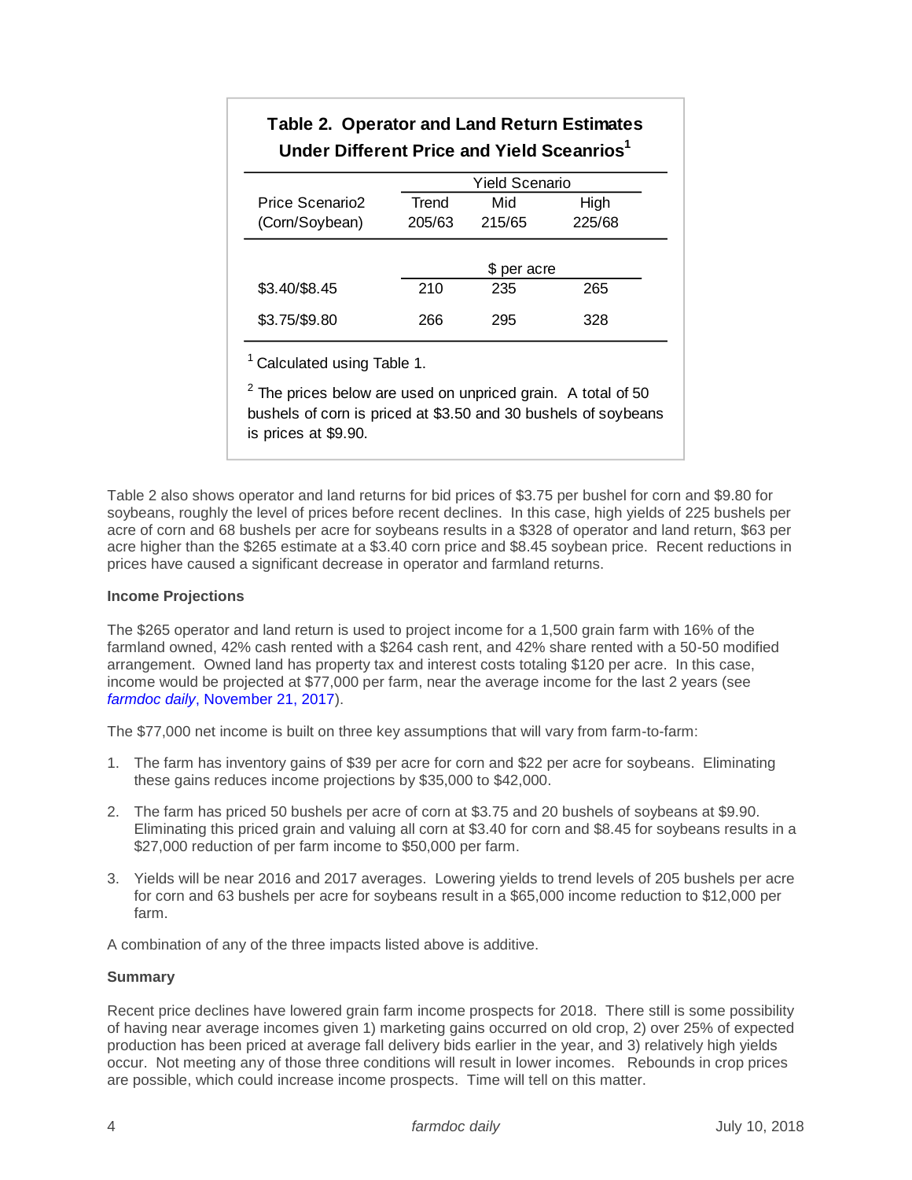**Table 2. Operator and Land Return Estimates Under Different Price and Yield Sceanrios[1]**

| Price Scenario2 (Corn/Soybean) | Yield Scenario Trend 205/63 | Mid 215/65 | High 225/68 |
|---|---|---|---|
| | $ per acre | | |
| $3.40/$8.45 | 210 | 235 | 265 |
| $3.75/$9.80 | 266 | 295 | 328 |

[1] Calculated using Table 1.

[2] The prices below are used on unpriced grain. A total of 50 bushels of corn is priced at $3.50 and 30 bushels of soybeans is prices at $9.90.

Table 2 also shows operator and land returns for bid prices of $3.75 per bushel for corn and $9.80 for soybeans, roughly the level of prices before recent declines. In this case, high yields of 225 bushels per acre of corn and 68 bushels per acre for soybeans results in a $328 of operator and land return, $63 per acre higher than the $265 estimate at a $3.40 corn price and $8.45 soybean price. Recent reductions in prices have caused a significant decrease in operator and farmland returns.

**Income Projections**

The $265 operator and land return is used to project income for a 1,500 grain farm with 16% of the farmland owned, 42% cash rented with a $264 cash rent, and 42% share rented with a 50-50 modified arrangement. Owned land has property tax and interest costs totaling $120 per acre. In this case, income would be projected at $77,000 per farm, near the average income for the last 2 years (see *farmdoc daily*, November 21, 2017).

The $77,000 net income is built on three key assumptions that will vary from farm-to-farm:

1. The farm has inventory gains of $39 per acre for corn and $22 per acre for soybeans. Eliminating these gains reduces income projections by $35,000 to $42,000.
2. The farm has priced 50 bushels per acre of corn at $3.75 and 20 bushels of soybeans at $9.90. Eliminating this priced grain and valuing all corn at $3.40 for corn and $8.45 for soybeans results in a $27,000 reduction of per farm income to $50,000 per farm.
3. Yields will be near 2016 and 2017 averages. Lowering yields to trend levels of 205 bushels per acre for corn and 63 bushels per acre for soybeans result in a $65,000 income reduction to $12,000 per farm.

A combination of any of the three impacts listed above is additive.

**Summary**

Recent price declines have lowered grain farm income prospects for 2018. There still is some possibility of having near average incomes given 1) marketing gains occurred on old crop, 2) over 25% of expected production has been priced at average fall delivery bids earlier in the year, and 3) relatively high yields occur. Not meeting any of those three conditions will result in lower incomes. Rebounds in crop prices are possible, which could increase income prospects. Time will tell on this matter.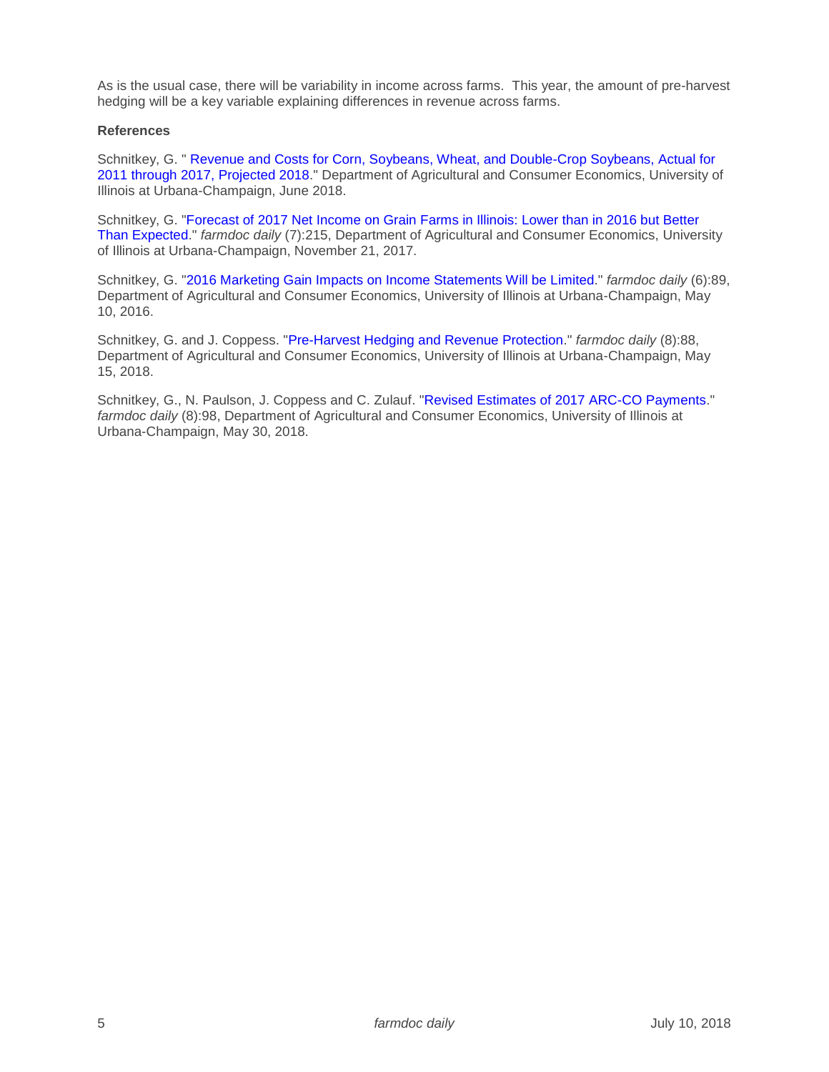As is the usual case, there will be variability in income across farms. This year, the amount of pre-harvest hedging will be a key variable explaining differences in revenue across farms.

**References**

Schnitkey, G. " Revenue and Costs for Corn, Soybeans, Wheat, and Double-Crop Soybeans, Actual for 2011 through 2017, Projected 2018." Department of Agricultural and Consumer Economics, University of Illinois at Urbana-Champaign, June 2018.

Schnitkey, G. "Forecast of 2017 Net Income on Grain Farms in Illinois: Lower than in 2016 but Better Than Expected." *farmdoc daily* (7):215, Department of Agricultural and Consumer Economics, University of Illinois at Urbana-Champaign, November 21, 2017.

Schnitkey, G. "2016 Marketing Gain Impacts on Income Statements Will be Limited." *farmdoc daily* (6):89, Department of Agricultural and Consumer Economics, University of Illinois at Urbana-Champaign, May 10, 2016.

Schnitkey, G. and J. Coppess. "Pre-Harvest Hedging and Revenue Protection." *farmdoc daily* (8):88, Department of Agricultural and Consumer Economics, University of Illinois at Urbana-Champaign, May 15, 2018.

Schnitkey, G., N. Paulson, J. Coppess and C. Zulauf. "Revised Estimates of 2017 ARC-CO Payments." *farmdoc daily* (8):98, Department of Agricultural and Consumer Economics, University of Illinois at Urbana-Champaign, May 30, 2018.